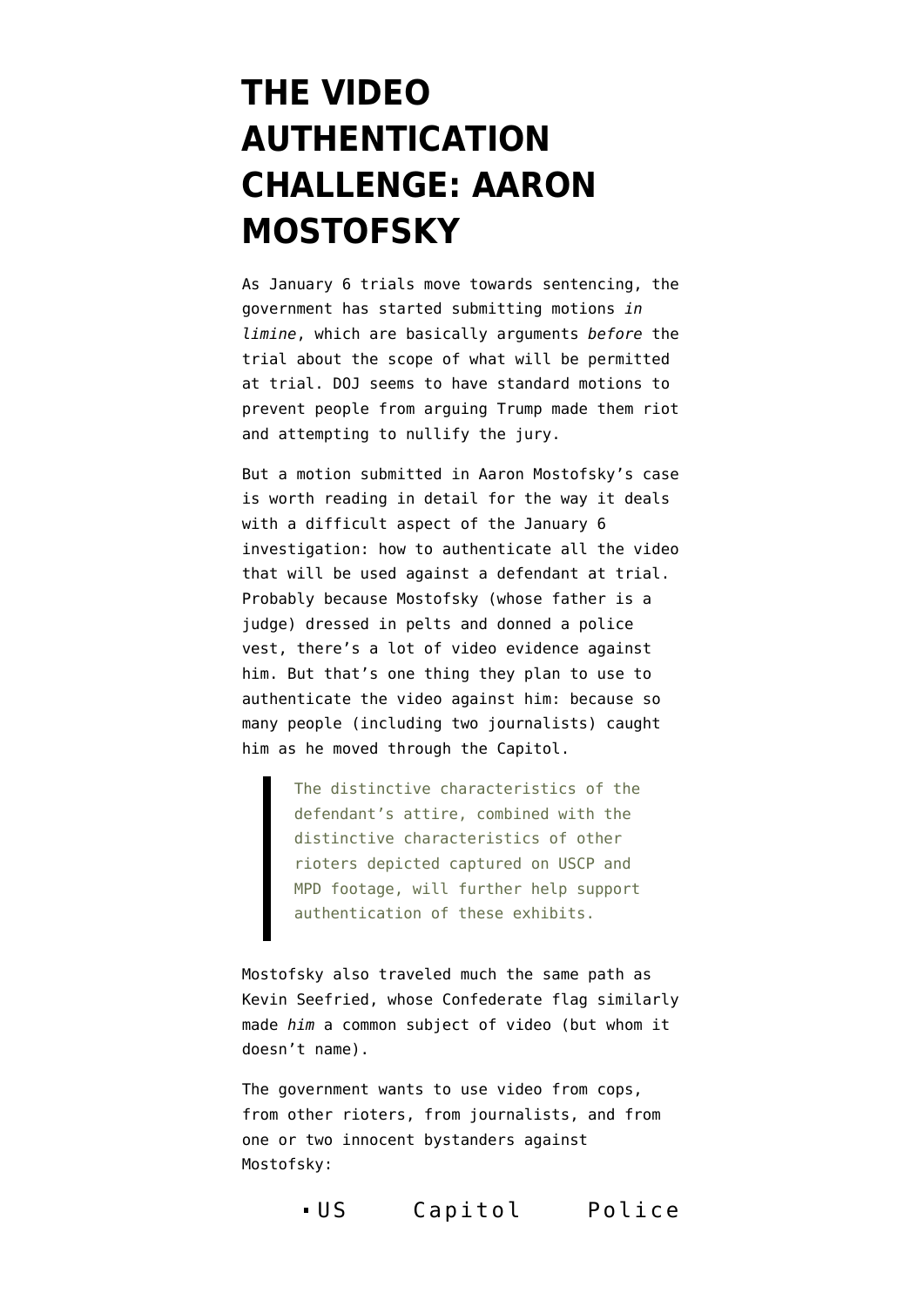# THE VIDEO AUTHENTICATION CHALLENGE: AARON MOSTOFSKY

As January 6 trials move towards sentencing, the government has started submitting motions *in limine*, which are basically arguments *before* the trial about the scope of what will be permitted at trial. DOJ seems to have standard motions to prevent people from arguing Trump made them riot and attempting to nullify the jury.

But a motion submitted in Aaron Mostofsky's case is worth reading in detail for the way it deals with a difficult aspect of the January 6 investigation: how to authenticate all the video that will be used against a defendant at trial. Probably because Mostofsky (whose father is a judge) dressed in pelts and donned a police vest, there's a lot of video evidence against him. But that's one thing they plan to use to authenticate the video against him: because so many people (including two journalists) caught him as he moved through the Capitol.

> The distinctive characteristics of the defendant's attire, combined with the distinctive characteristics of other rioters depicted captured on USCP and MPD footage, will further help support authentication of these exhibits.

Mostofsky also traveled much the same path as Kevin Seefried, whose Confederate flag similarly made *him* a common subject of video (but whom it doesn't name).

The government wants to use video from cops, from other rioters, from journalists, and from one or two innocent bystanders against Mostofsky:

- US Capitol Police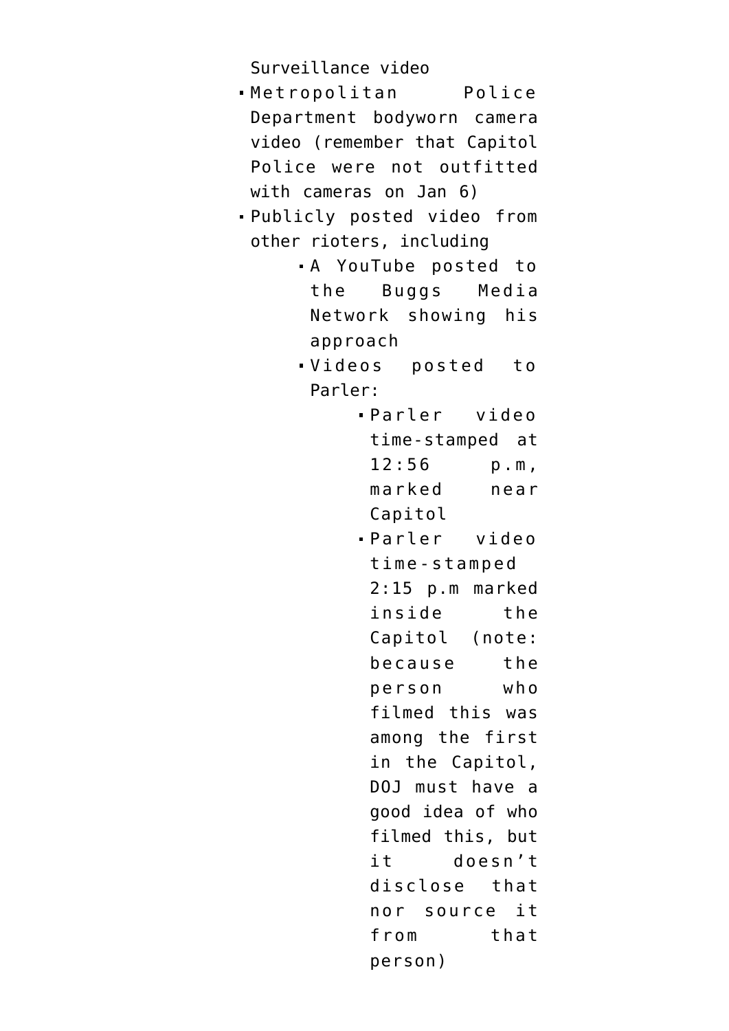Surveillance video

- Metropolitan Police Department bodyworn camera video (remember that Capitol Police were not outfitted with cameras on Jan 6)
- Publicly posted video from other rioters, including
  - A YouTube posted to the Buggs Media Network showing his approach
  - Videos posted to Parler:
    - Parler video time-stamped at 12:56 p.m, marked near Capitol
    - Parler video time-stamped 2:15 p.m marked inside the Capitol (note: because the person who filmed this was among the first in the Capitol, DOJ must have a good idea of who filmed this, but it doesn't disclose that nor source it from that person)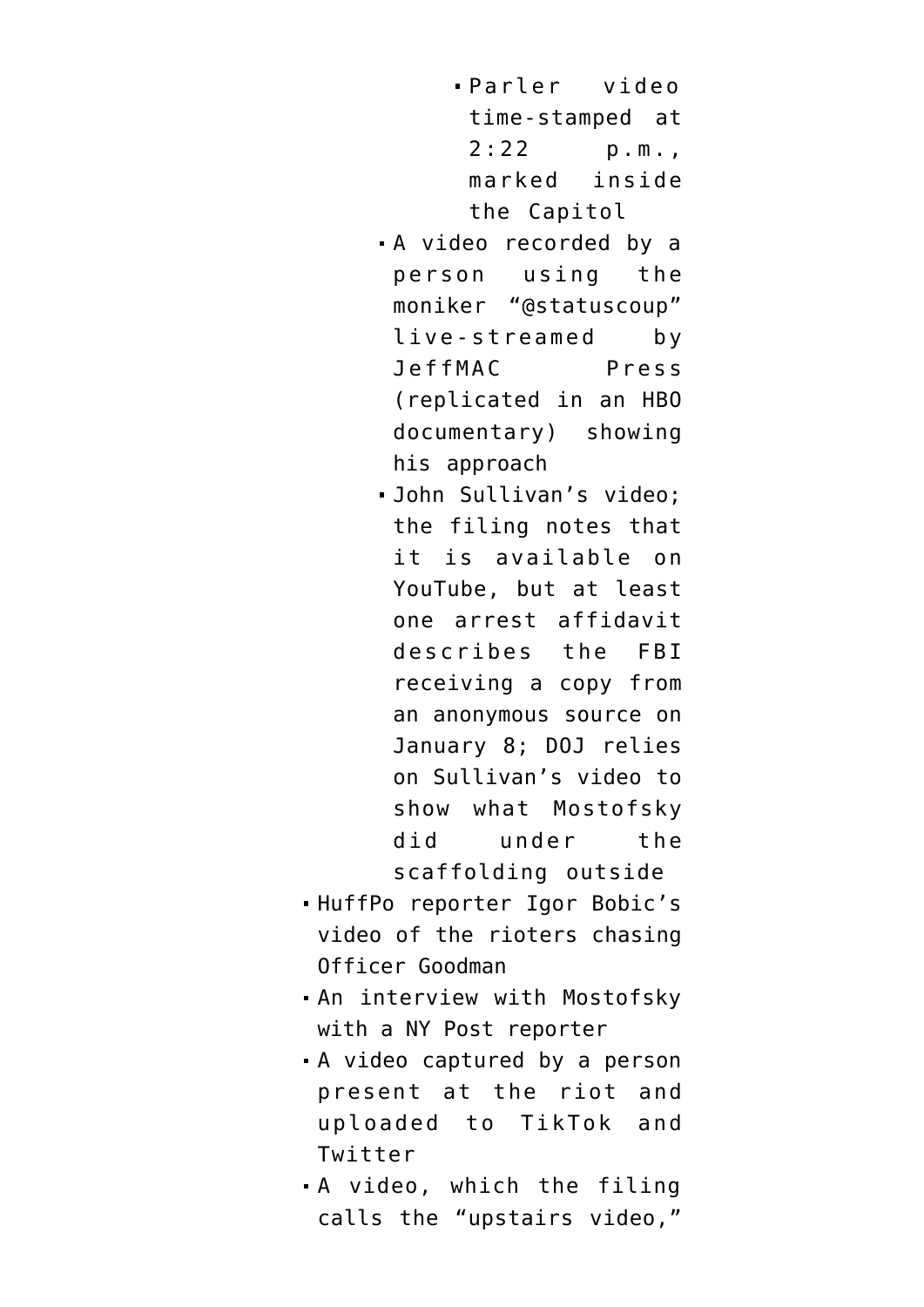- Parler video time-stamped at 2:22 p.m., marked inside the Capitol
    - A video recorded by a person using the moniker "@statuscoup" live-streamed by JeffMAC Press (replicated in an HBO documentary) showing his approach
    - John Sullivan's video; the filing notes that it is available on YouTube, but at least one arrest affidavit describes the FBI receiving a copy from an anonymous source on January 8; DOJ relies on Sullivan's video to show what Mostofsky did under the scaffolding outside
- HuffPo reporter Igor Bobic's video of the rioters chasing Officer Goodman
- An interview with Mostofsky with a NY Post reporter
- A video captured by a person present at the riot and uploaded to TikTok and Twitter
- A video, which the filing calls the "upstairs video,"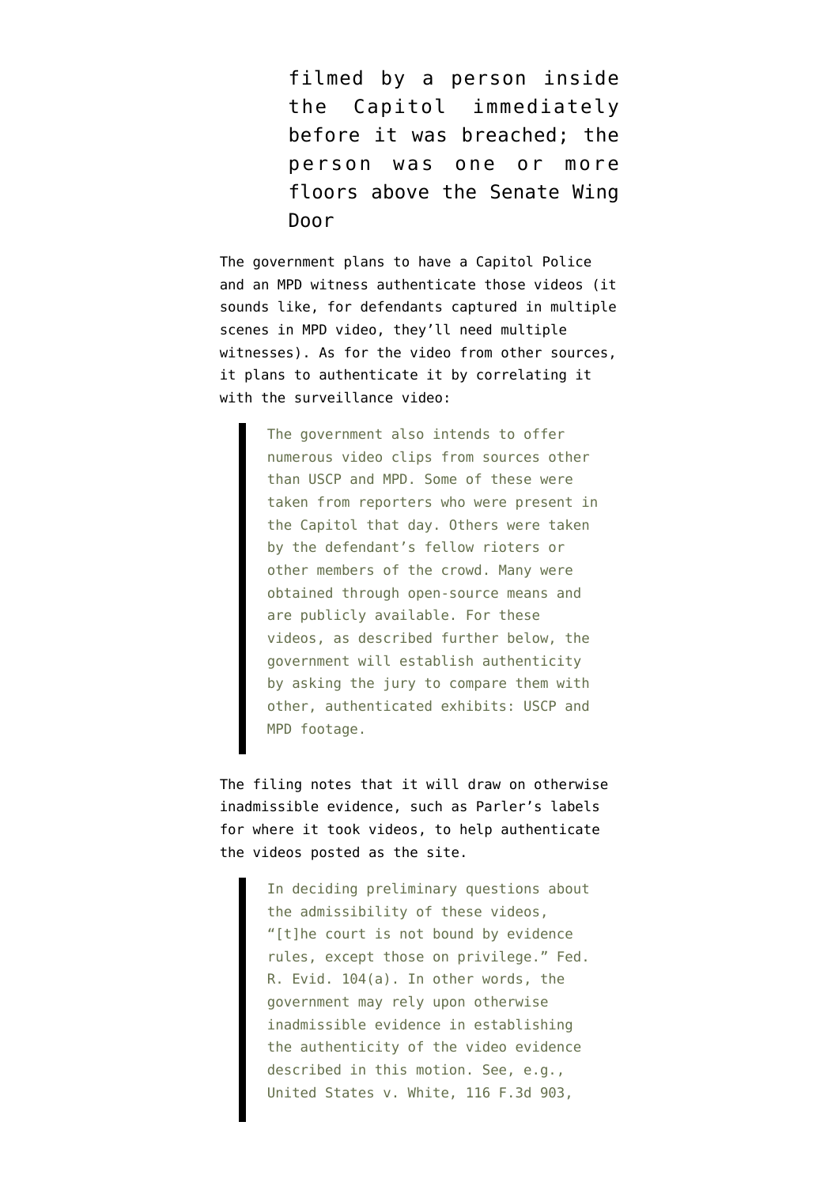filmed by a person inside the Capitol immediately before it was breached; the person was one or more floors above the Senate Wing Door

The government plans to have a Capitol Police and an MPD witness authenticate those videos (it sounds like, for defendants captured in multiple scenes in MPD video, they'll need multiple witnesses). As for the video from other sources, it plans to authenticate it by correlating it with the surveillance video:

> The government also intends to offer numerous video clips from sources other than USCP and MPD. Some of these were taken from reporters who were present in the Capitol that day. Others were taken by the defendant's fellow rioters or other members of the crowd. Many were obtained through open-source means and are publicly available. For these videos, as described further below, the government will establish authenticity by asking the jury to compare them with other, authenticated exhibits: USCP and MPD footage.

The filing notes that it will draw on otherwise inadmissible evidence, such as Parler's labels for where it took videos, to help authenticate the videos posted as the site.

> In deciding preliminary questions about the admissibility of these videos, "[t]he court is not bound by evidence rules, except those on privilege." Fed. R. Evid. 104(a). In other words, the government may rely upon otherwise inadmissible evidence in establishing the authenticity of the video evidence described in this motion. See, e.g., United States v. White, 116 F.3d 903,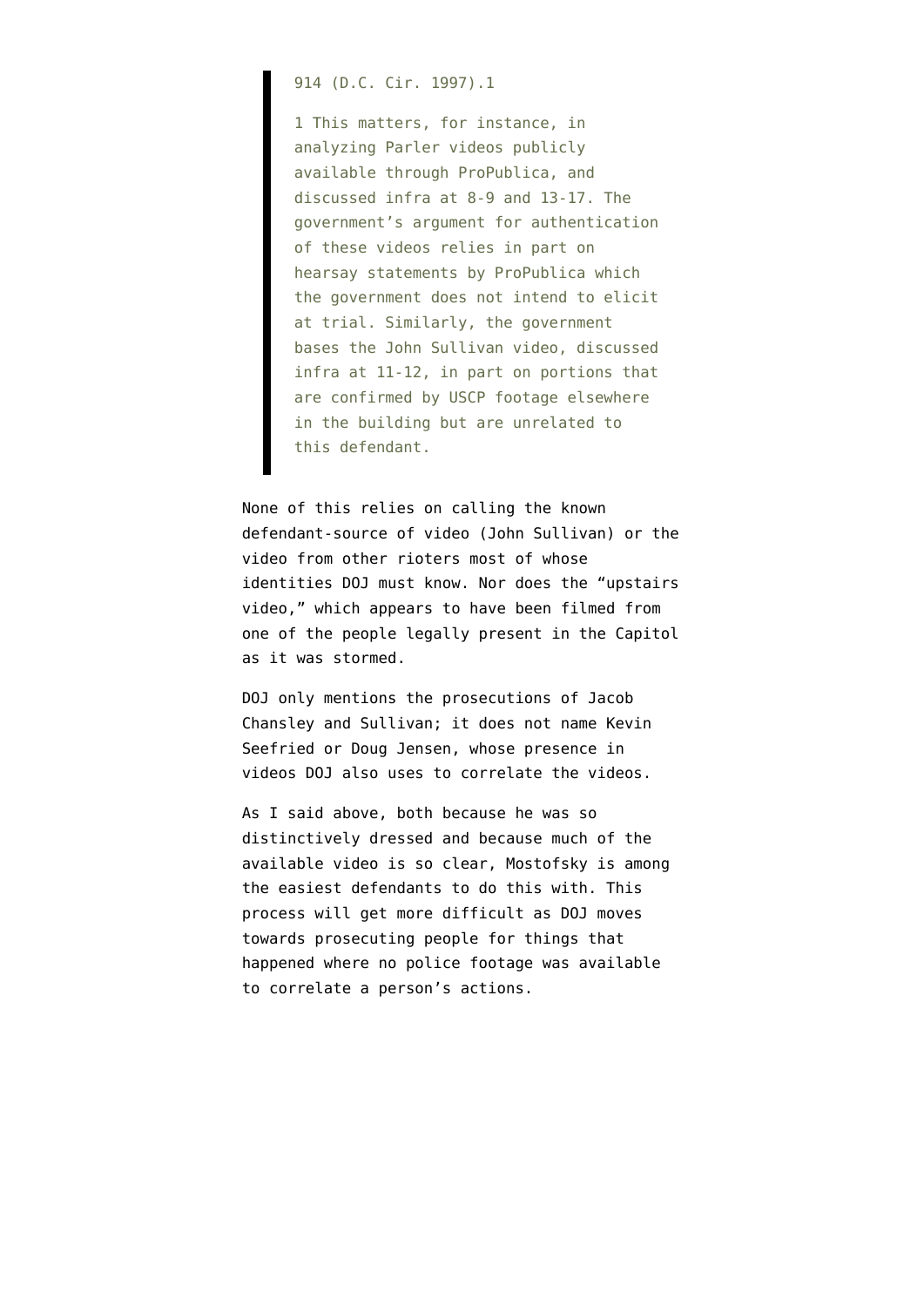> 914 (D.C. Cir. 1997).1
>
> 1 This matters, for instance, in analyzing Parler videos publicly available through ProPublica, and discussed infra at 8-9 and 13-17. The government's argument for authentication of these videos relies in part on hearsay statements by ProPublica which the government does not intend to elicit at trial. Similarly, the government bases the John Sullivan video, discussed infra at 11-12, in part on portions that are confirmed by USCP footage elsewhere in the building but are unrelated to this defendant.

None of this relies on calling the known defendant-source of video (John Sullivan) or the video from other rioters most of whose identities DOJ must know. Nor does the "upstairs video," which appears to have been filmed from one of the people legally present in the Capitol as it was stormed.

DOJ only mentions the prosecutions of Jacob Chansley and Sullivan; it does not name Kevin Seefried or Doug Jensen, whose presence in videos DOJ also uses to correlate the videos.

As I said above, both because he was so distinctively dressed and because much of the available video is so clear, Mostofsky is among the easiest defendants to do this with. This process will get more difficult as DOJ moves towards prosecuting people for things that happened where no police footage was available to correlate a person's actions.